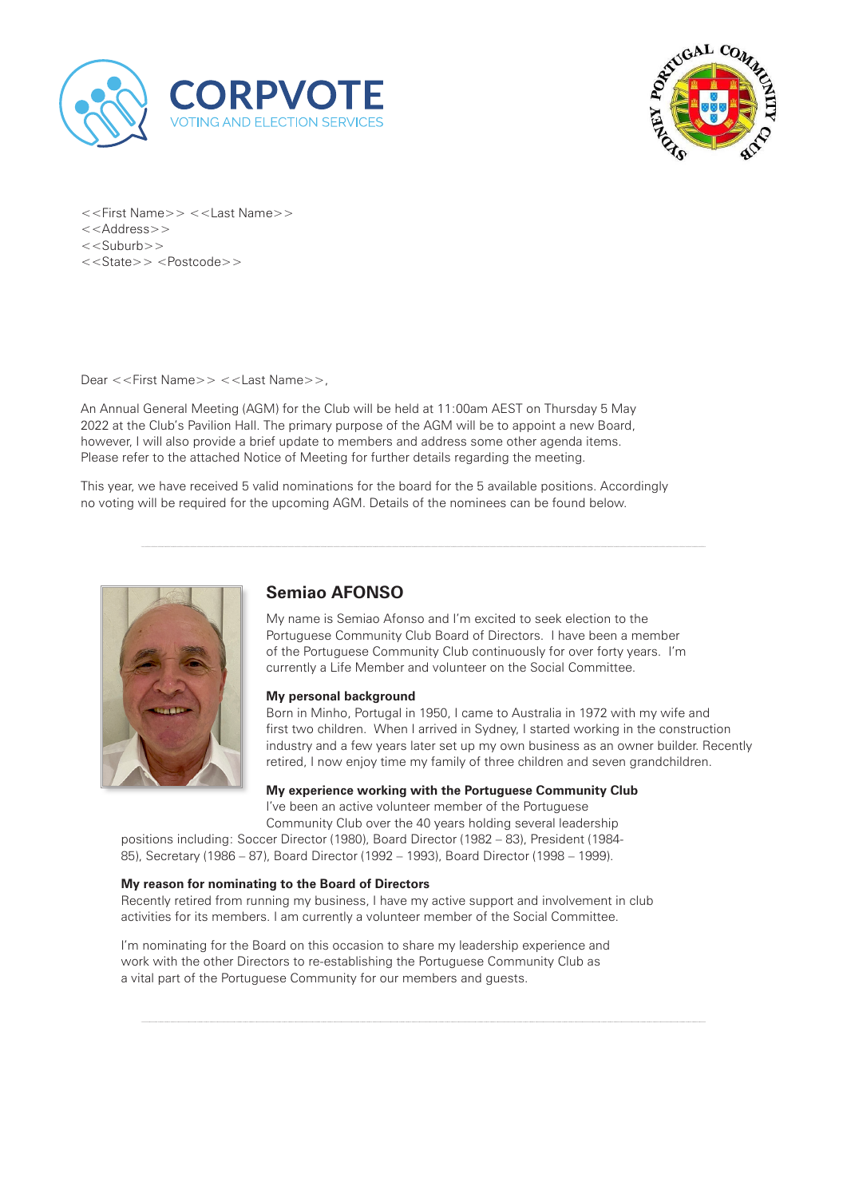CORPVOTE
VOTING AND ELECTION SERVICES

SYDNEY PORTUGAL COMMUNITY CLUB

<<First Name>> <<Last Name>>
<<Address>>
<<Suburb>>
<<State>> <Postcode>>

Dear <<First Name>> <<Last Name>>,

An Annual General Meeting (AGM) for the Club will be held at 11:00am AEST on Thursday 5 May 2022 at the Club's Pavilion Hall. The primary purpose of the AGM will be to appoint a new Board, however, I will also provide a brief update to members and address some other agenda items. Please refer to the attached Notice of Meeting for further details regarding the meeting.

This year, we have received 5 valid nominations for the board for the 5 available positions. Accordingly no voting will be required for the upcoming AGM. Details of the nominees can be found below.

---

## Semiao AFONSO

My name is Semiao Afonso and I'm excited to seek election to the Portuguese Community Club Board of Directors. I have been a member of the Portuguese Community Club continuously for over forty years. I'm currently a Life Member and volunteer on the Social Committee.

**My personal background**

Born in Minho, Portugal in 1950, I came to Australia in 1972 with my wife and first two children. When I arrived in Sydney, I started working in the construction industry and a few years later set up my own business as an owner builder. Recently retired, I now enjoy time my family of three children and seven grandchildren.

**My experience working with the Portuguese Community Club**

I've been an active volunteer member of the Portuguese Community Club over the 40 years holding several leadership positions including: Soccer Director (1980), Board Director (1982 – 83), President (1984-85), Secretary (1986 – 87), Board Director (1992 – 1993), Board Director (1998 – 1999).

**My reason for nominating to the Board of Directors**

Recently retired from running my business, I have my active support and involvement in club activities for its members. I am currently a volunteer member of the Social Committee.

I'm nominating for the Board on this occasion to share my leadership experience and work with the other Directors to re-establishing the Portuguese Community Club as a vital part of the Portuguese Community for our members and guests.

---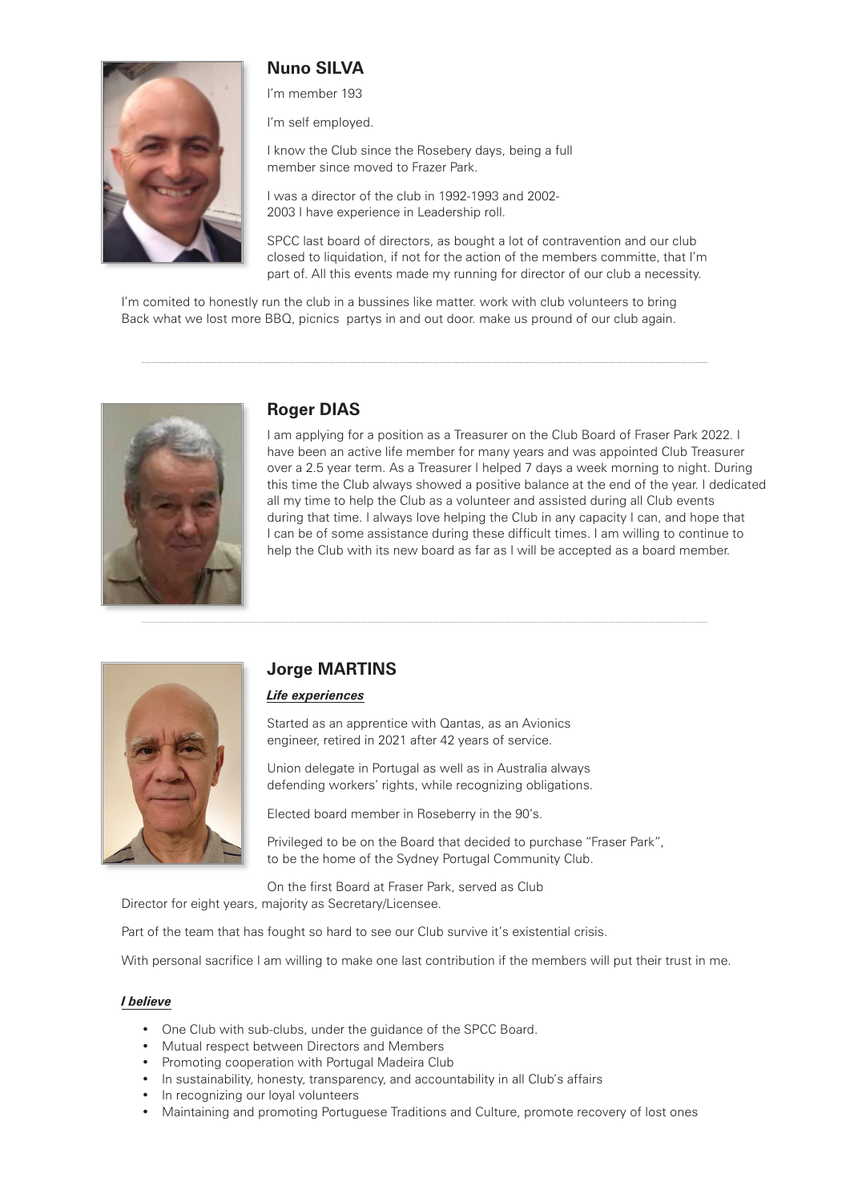## Nuno SILVA

I'm member 193

I'm self employed.

I know the Club since the Rosebery days, being a full member since moved to Frazer Park.

I was a director of the club in 1992-1993 and 2002-2003 I have experience in Leadership roll.

SPCC last board of directors, as bought a lot of contravention and our club closed to liquidation, if not for the action of the members committe, that I'm part of. All this events made my running for director of our club a necessity.

I'm comited to honestly run the club in a bussines like matter. work with club volunteers to bring Back what we lost more BBQ, picnics partys in and out door. make us pround of our club again.

---

## Roger DIAS

I am applying for a position as a Treasurer on the Club Board of Fraser Park 2022. I have been an active life member for many years and was appointed Club Treasurer over a 2.5 year term. As a Treasurer I helped 7 days a week morning to night. During this time the Club always showed a positive balance at the end of the year. I dedicated all my time to help the Club as a volunteer and assisted during all Club events during that time. I always love helping the Club in any capacity I can, and hope that I can be of some assistance during these difficult times. I am willing to continue to help the Club with its new board as far as I will be accepted as a board member.

---

## Jorge MARTINS

***Life experiences***

Started as an apprentice with Qantas, as an Avionics engineer, retired in 2021 after 42 years of service.

Union delegate in Portugal as well as in Australia always defending workers' rights, while recognizing obligations.

Elected board member in Roseberry in the 90's.

Privileged to be on the Board that decided to purchase "Fraser Park", to be the home of the Sydney Portugal Community Club.

On the first Board at Fraser Park, served as Club Director for eight years, majority as Secretary/Licensee.

Part of the team that has fought so hard to see our Club survive it's existential crisis.

With personal sacrifice I am willing to make one last contribution if the members will put their trust in me.

***I believe***

- One Club with sub-clubs, under the guidance of the SPCC Board.
- Mutual respect between Directors and Members
- Promoting cooperation with Portugal Madeira Club
- In sustainability, honesty, transparency, and accountability in all Club's affairs
- In recognizing our loyal volunteers
- Maintaining and promoting Portuguese Traditions and Culture, promote recovery of lost ones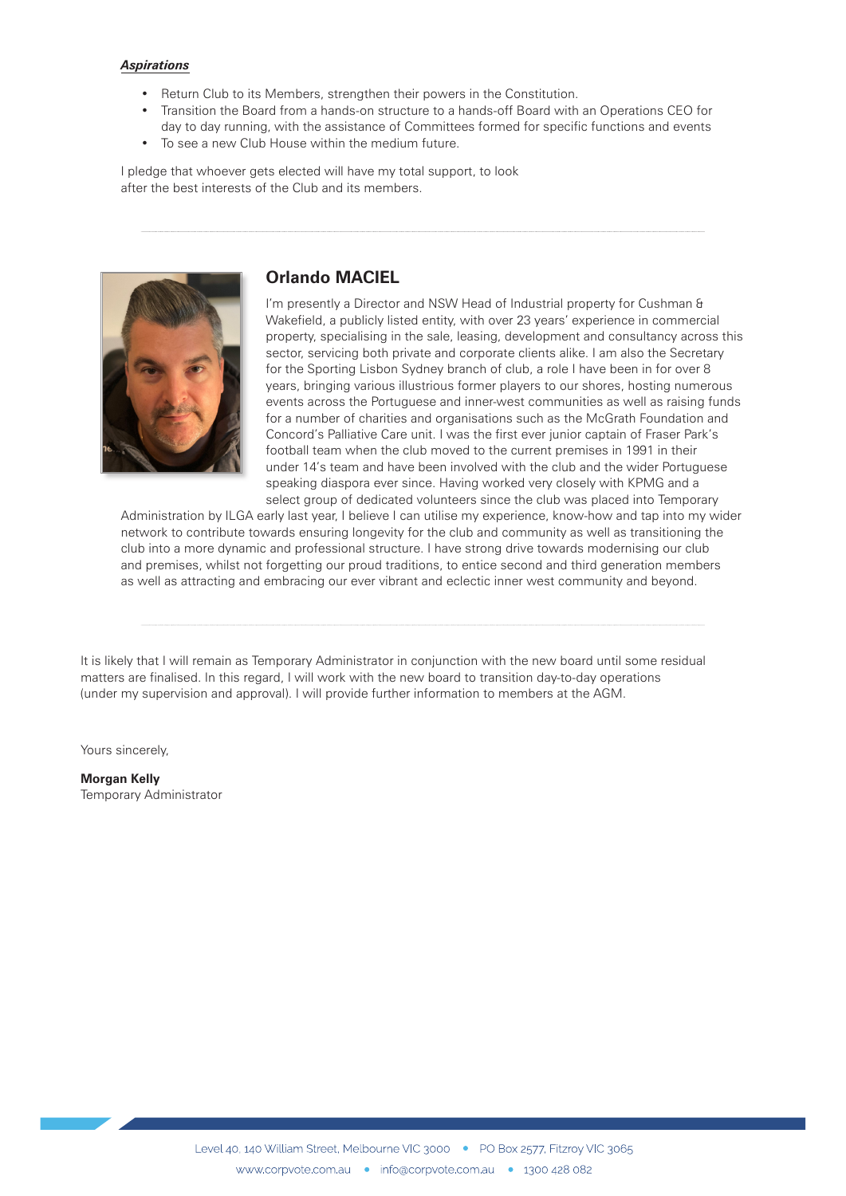***Aspirations***

- Return Club to its Members, strengthen their powers in the Constitution.
- Transition the Board from a hands-on structure to a hands-off Board with an Operations CEO for day to day running, with the assistance of Committees formed for specific functions and events
- To see a new Club House within the medium future.

I pledge that whoever gets elected will have my total support, to look after the best interests of the Club and its members.

---

## Orlando MACIEL

I'm presently a Director and NSW Head of Industrial property for Cushman & Wakefield, a publicly listed entity, with over 23 years' experience in commercial property, specialising in the sale, leasing, development and consultancy across this sector, servicing both private and corporate clients alike. I am also the Secretary for the Sporting Lisbon Sydney branch of club, a role I have been in for over 8 years, bringing various illustrious former players to our shores, hosting numerous events across the Portuguese and inner-west communities as well as raising funds for a number of charities and organisations such as the McGrath Foundation and Concord's Palliative Care unit. I was the first ever junior captain of Fraser Park's football team when the club moved to the current premises in 1991 in their under 14's team and have been involved with the club and the wider Portuguese speaking diaspora ever since. Having worked very closely with KPMG and a select group of dedicated volunteers since the club was placed into Temporary Administration by ILGA early last year, I believe I can utilise my experience, know-how and tap into my wider network to contribute towards ensuring longevity for the club and community as well as transitioning the club into a more dynamic and professional structure. I have strong drive towards modernising our club and premises, whilst not forgetting our proud traditions, to entice second and third generation members as well as attracting and embracing our ever vibrant and eclectic inner west community and beyond.

---

It is likely that I will remain as Temporary Administrator in conjunction with the new board until some residual matters are finalised. In this regard, I will work with the new board to transition day-to-day operations (under my supervision and approval). I will provide further information to members at the AGM.

Yours sincerely,

**Morgan Kelly**
Temporary Administrator

Level 40, 140 William Street, Melbourne VIC 3000 • PO Box 2577, Fitzroy VIC 3065
www.corpvote.com.au • info@corpvote.com.au • 1300 428 082